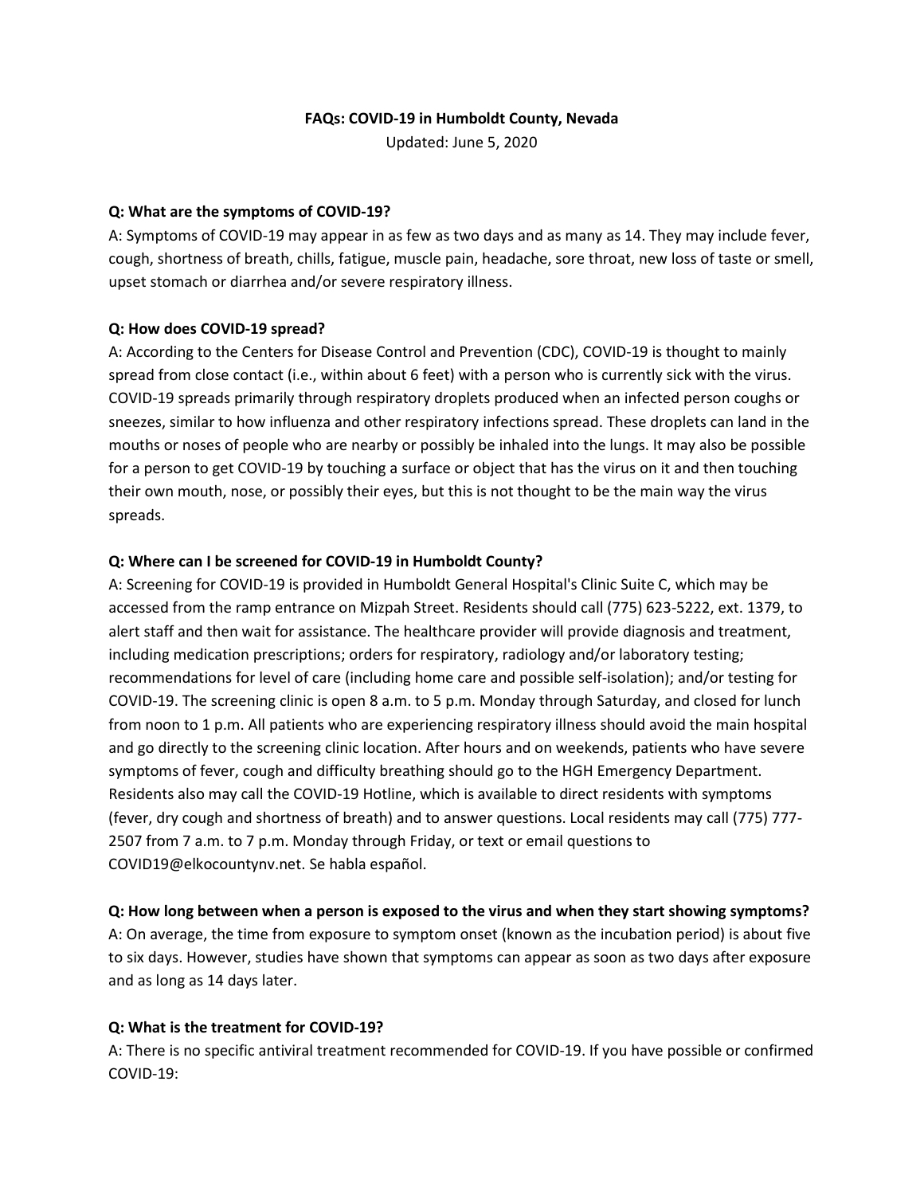# FAQs: COVID-19 in Humboldt County, Nevada

Updated: June 5, 2020

**Q: What are the symptoms of COVID-19?**

A: Symptoms of COVID-19 may appear in as few as two days and as many as 14. They may include fever, cough, shortness of breath, chills, fatigue, muscle pain, headache, sore throat, new loss of taste or smell, upset stomach or diarrhea and/or severe respiratory illness.

**Q: How does COVID-19 spread?**

A: According to the Centers for Disease Control and Prevention (CDC), COVID-19 is thought to mainly spread from close contact (i.e., within about 6 feet) with a person who is currently sick with the virus. COVID-19 spreads primarily through respiratory droplets produced when an infected person coughs or sneezes, similar to how influenza and other respiratory infections spread. These droplets can land in the mouths or noses of people who are nearby or possibly be inhaled into the lungs. It may also be possible for a person to get COVID-19 by touching a surface or object that has the virus on it and then touching their own mouth, nose, or possibly their eyes, but this is not thought to be the main way the virus spreads.

**Q: Where can I be screened for COVID-19 in Humboldt County?**

A: Screening for COVID-19 is provided in Humboldt General Hospital's Clinic Suite C, which may be accessed from the ramp entrance on Mizpah Street. Residents should call (775) 623-5222, ext. 1379, to alert staff and then wait for assistance. The healthcare provider will provide diagnosis and treatment, including medication prescriptions; orders for respiratory, radiology and/or laboratory testing; recommendations for level of care (including home care and possible self-isolation); and/or testing for COVID-19. The screening clinic is open 8 a.m. to 5 p.m. Monday through Saturday, and closed for lunch from noon to 1 p.m. All patients who are experiencing respiratory illness should avoid the main hospital and go directly to the screening clinic location. After hours and on weekends, patients who have severe symptoms of fever, cough and difficulty breathing should go to the HGH Emergency Department. Residents also may call the COVID-19 Hotline, which is available to direct residents with symptoms (fever, dry cough and shortness of breath) and to answer questions. Local residents may call (775) 777-2507 from 7 a.m. to 7 p.m. Monday through Friday, or text or email questions to COVID19@elkocountynv.net. Se habla español.

**Q: How long between when a person is exposed to the virus and when they start showing symptoms?**

A: On average, the time from exposure to symptom onset (known as the incubation period) is about five to six days. However, studies have shown that symptoms can appear as soon as two days after exposure and as long as 14 days later.

**Q: What is the treatment for COVID-19?**

A: There is no specific antiviral treatment recommended for COVID-19. If you have possible or confirmed COVID-19: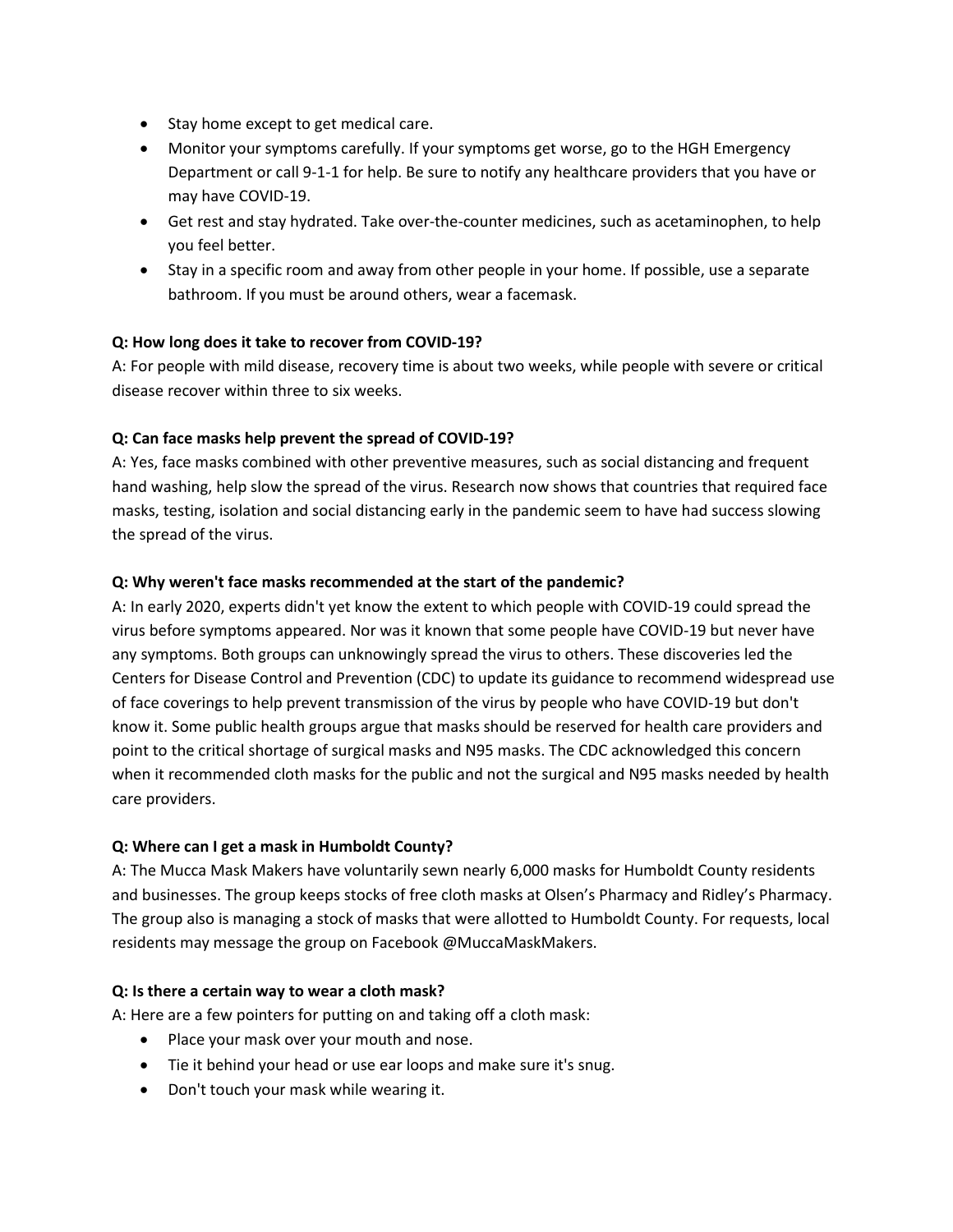- Stay home except to get medical care.
- Monitor your symptoms carefully. If your symptoms get worse, go to the HGH Emergency Department or call 9-1-1 for help. Be sure to notify any healthcare providers that you have or may have COVID-19.
- Get rest and stay hydrated. Take over-the-counter medicines, such as acetaminophen, to help you feel better.
- Stay in a specific room and away from other people in your home. If possible, use a separate bathroom. If you must be around others, wear a facemask.

**Q: How long does it take to recover from COVID-19?**
A: For people with mild disease, recovery time is about two weeks, while people with severe or critical disease recover within three to six weeks.

**Q: Can face masks help prevent the spread of COVID-19?**
A: Yes, face masks combined with other preventive measures, such as social distancing and frequent hand washing, help slow the spread of the virus. Research now shows that countries that required face masks, testing, isolation and social distancing early in the pandemic seem to have had success slowing the spread of the virus.

**Q: Why weren't face masks recommended at the start of the pandemic?**
A: In early 2020, experts didn't yet know the extent to which people with COVID-19 could spread the virus before symptoms appeared. Nor was it known that some people have COVID-19 but never have any symptoms. Both groups can unknowingly spread the virus to others. These discoveries led the Centers for Disease Control and Prevention (CDC) to update its guidance to recommend widespread use of face coverings to help prevent transmission of the virus by people who have COVID-19 but don't know it. Some public health groups argue that masks should be reserved for health care providers and point to the critical shortage of surgical masks and N95 masks. The CDC acknowledged this concern when it recommended cloth masks for the public and not the surgical and N95 masks needed by health care providers.

**Q: Where can I get a mask in Humboldt County?**
A: The Mucca Mask Makers have voluntarily sewn nearly 6,000 masks for Humboldt County residents and businesses. The group keeps stocks of free cloth masks at Olsen's Pharmacy and Ridley's Pharmacy. The group also is managing a stock of masks that were allotted to Humboldt County. For requests, local residents may message the group on Facebook @MuccaMaskMakers.

**Q: Is there a certain way to wear a cloth mask?**
A: Here are a few pointers for putting on and taking off a cloth mask:

- Place your mask over your mouth and nose.
- Tie it behind your head or use ear loops and make sure it's snug.
- Don't touch your mask while wearing it.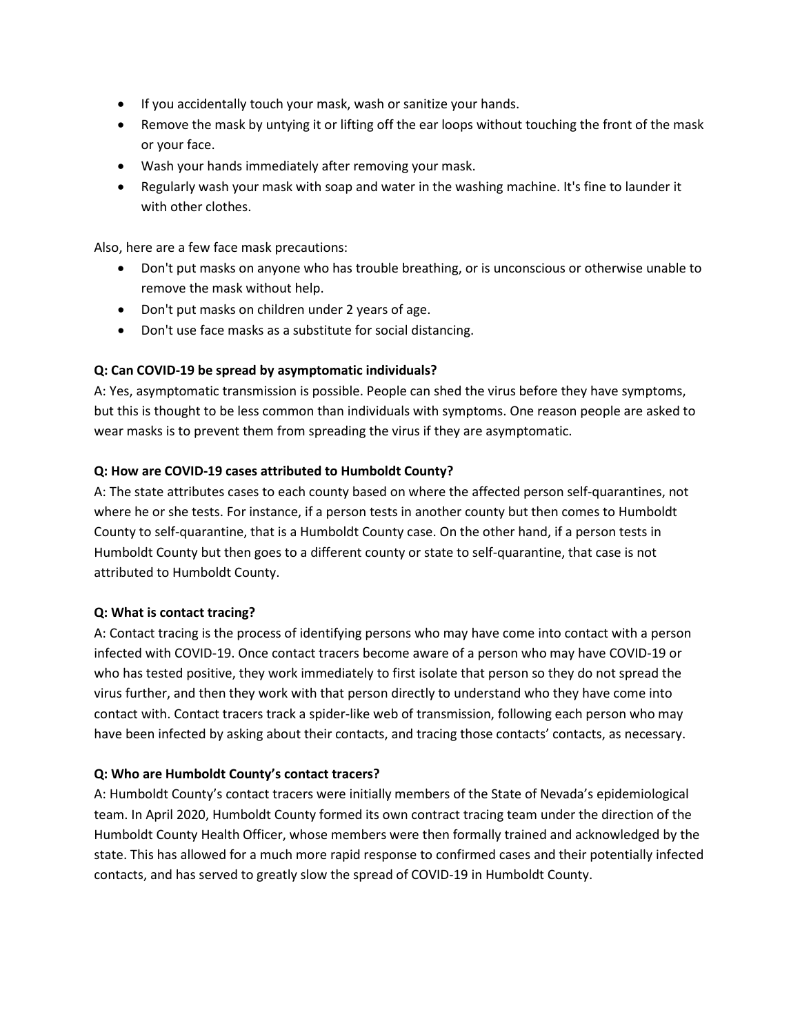- If you accidentally touch your mask, wash or sanitize your hands.
- Remove the mask by untying it or lifting off the ear loops without touching the front of the mask or your face.
- Wash your hands immediately after removing your mask.
- Regularly wash your mask with soap and water in the washing machine. It's fine to launder it with other clothes.

Also, here are a few face mask precautions:

- Don't put masks on anyone who has trouble breathing, or is unconscious or otherwise unable to remove the mask without help.
- Don't put masks on children under 2 years of age.
- Don't use face masks as a substitute for social distancing.

**Q: Can COVID-19 be spread by asymptomatic individuals?**
A: Yes, asymptomatic transmission is possible. People can shed the virus before they have symptoms, but this is thought to be less common than individuals with symptoms. One reason people are asked to wear masks is to prevent them from spreading the virus if they are asymptomatic.

**Q: How are COVID-19 cases attributed to Humboldt County?**
A: The state attributes cases to each county based on where the affected person self-quarantines, not where he or she tests. For instance, if a person tests in another county but then comes to Humboldt County to self-quarantine, that is a Humboldt County case. On the other hand, if a person tests in Humboldt County but then goes to a different county or state to self-quarantine, that case is not attributed to Humboldt County.

**Q: What is contact tracing?**
A: Contact tracing is the process of identifying persons who may have come into contact with a person infected with COVID-19. Once contact tracers become aware of a person who may have COVID-19 or who has tested positive, they work immediately to first isolate that person so they do not spread the virus further, and then they work with that person directly to understand who they have come into contact with. Contact tracers track a spider-like web of transmission, following each person who may have been infected by asking about their contacts, and tracing those contacts' contacts, as necessary.

**Q: Who are Humboldt County's contact tracers?**
A: Humboldt County's contact tracers were initially members of the State of Nevada's epidemiological team. In April 2020, Humboldt County formed its own contract tracing team under the direction of the Humboldt County Health Officer, whose members were then formally trained and acknowledged by the state. This has allowed for a much more rapid response to confirmed cases and their potentially infected contacts, and has served to greatly slow the spread of COVID-19 in Humboldt County.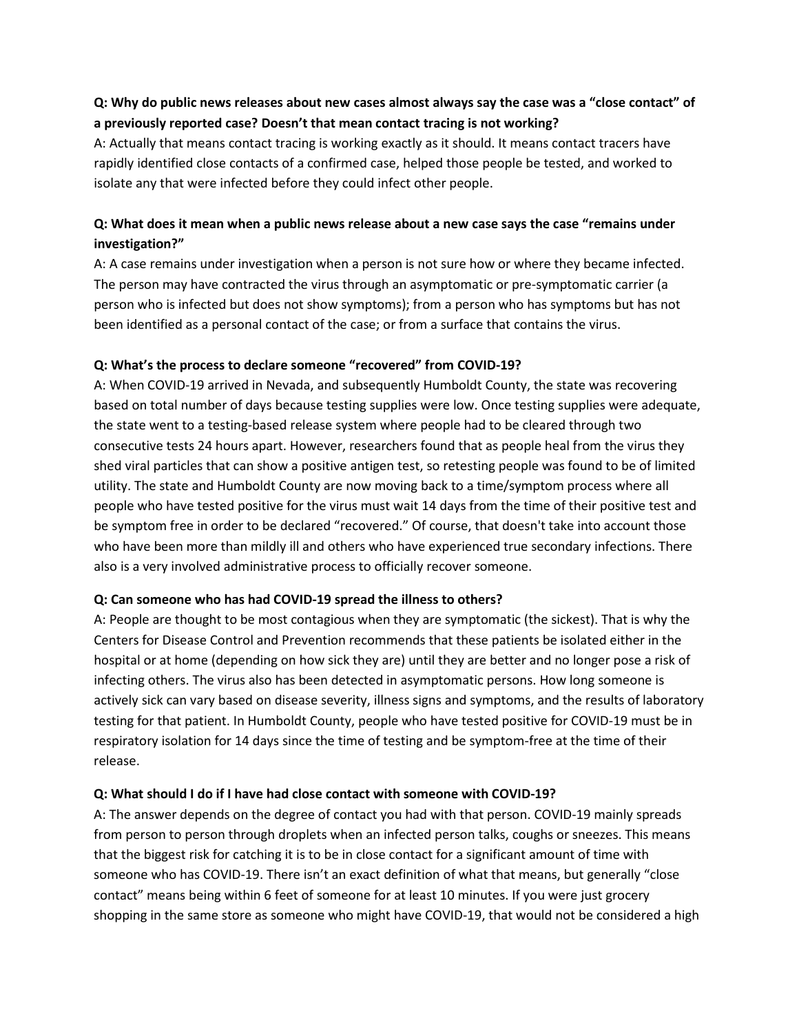**Q: Why do public news releases about new cases almost always say the case was a "close contact" of a previously reported case? Doesn't that mean contact tracing is not working?**

A: Actually that means contact tracing is working exactly as it should. It means contact tracers have rapidly identified close contacts of a confirmed case, helped those people be tested, and worked to isolate any that were infected before they could infect other people.

**Q: What does it mean when a public news release about a new case says the case "remains under investigation?"**

A: A case remains under investigation when a person is not sure how or where they became infected. The person may have contracted the virus through an asymptomatic or pre-symptomatic carrier (a person who is infected but does not show symptoms); from a person who has symptoms but has not been identified as a personal contact of the case; or from a surface that contains the virus.

**Q: What's the process to declare someone "recovered" from COVID-19?**

A: When COVID-19 arrived in Nevada, and subsequently Humboldt County, the state was recovering based on total number of days because testing supplies were low. Once testing supplies were adequate, the state went to a testing-based release system where people had to be cleared through two consecutive tests 24 hours apart. However, researchers found that as people heal from the virus they shed viral particles that can show a positive antigen test, so retesting people was found to be of limited utility. The state and Humboldt County are now moving back to a time/symptom process where all people who have tested positive for the virus must wait 14 days from the time of their positive test and be symptom free in order to be declared "recovered." Of course, that doesn't take into account those who have been more than mildly ill and others who have experienced true secondary infections. There also is a very involved administrative process to officially recover someone.

**Q: Can someone who has had COVID-19 spread the illness to others?**

A: People are thought to be most contagious when they are symptomatic (the sickest). That is why the Centers for Disease Control and Prevention recommends that these patients be isolated either in the hospital or at home (depending on how sick they are) until they are better and no longer pose a risk of infecting others. The virus also has been detected in asymptomatic persons. How long someone is actively sick can vary based on disease severity, illness signs and symptoms, and the results of laboratory testing for that patient. In Humboldt County, people who have tested positive for COVID-19 must be in respiratory isolation for 14 days since the time of testing and be symptom-free at the time of their release.

**Q: What should I do if I have had close contact with someone with COVID-19?**

A: The answer depends on the degree of contact you had with that person. COVID-19 mainly spreads from person to person through droplets when an infected person talks, coughs or sneezes. This means that the biggest risk for catching it is to be in close contact for a significant amount of time with someone who has COVID-19. There isn't an exact definition of what that means, but generally "close contact" means being within 6 feet of someone for at least 10 minutes. If you were just grocery shopping in the same store as someone who might have COVID-19, that would not be considered a high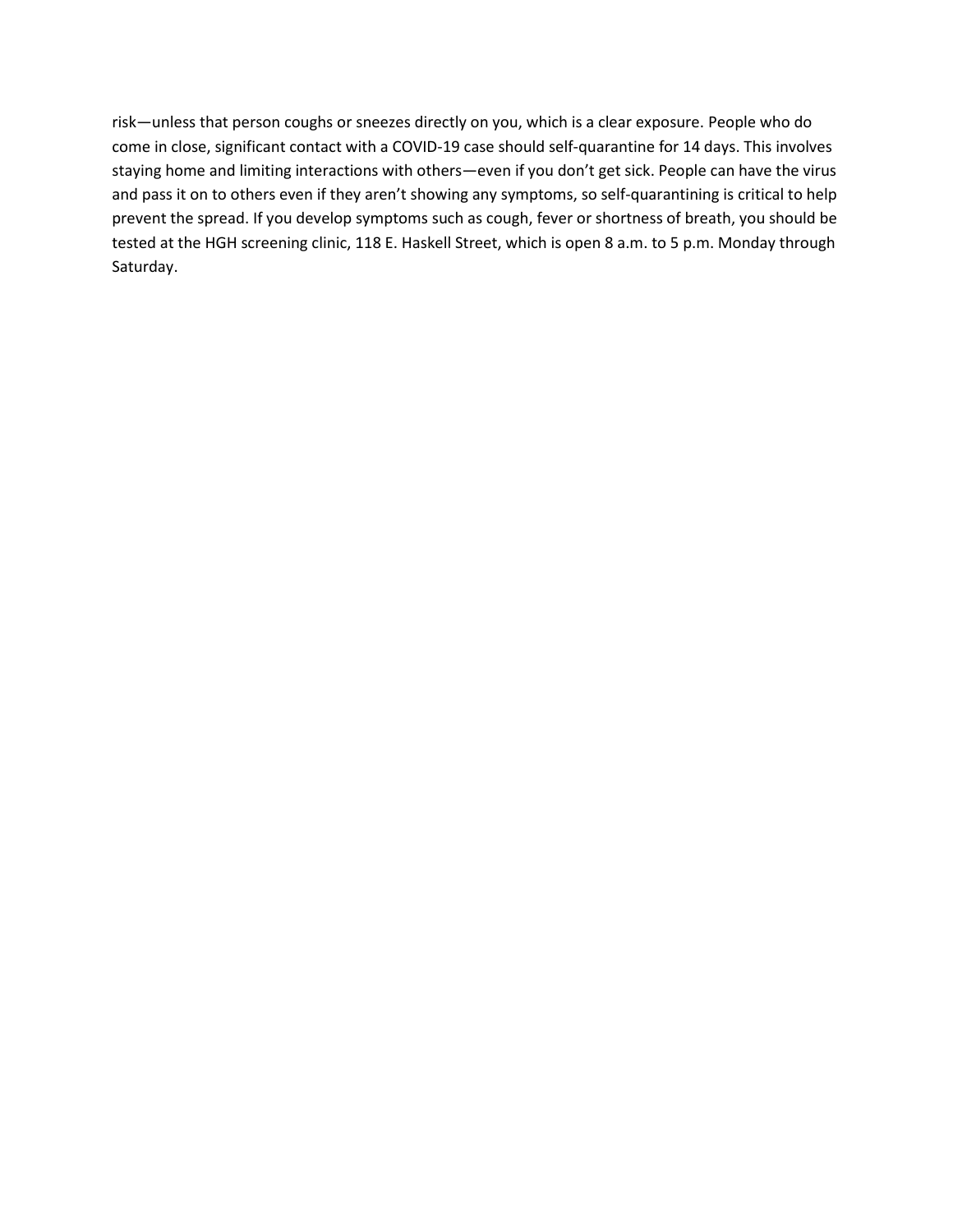risk—unless that person coughs or sneezes directly on you, which is a clear exposure. People who do come in close, significant contact with a COVID-19 case should self-quarantine for 14 days. This involves staying home and limiting interactions with others—even if you don't get sick. People can have the virus and pass it on to others even if they aren't showing any symptoms, so self-quarantining is critical to help prevent the spread. If you develop symptoms such as cough, fever or shortness of breath, you should be tested at the HGH screening clinic, 118 E. Haskell Street, which is open 8 a.m. to 5 p.m. Monday through Saturday.